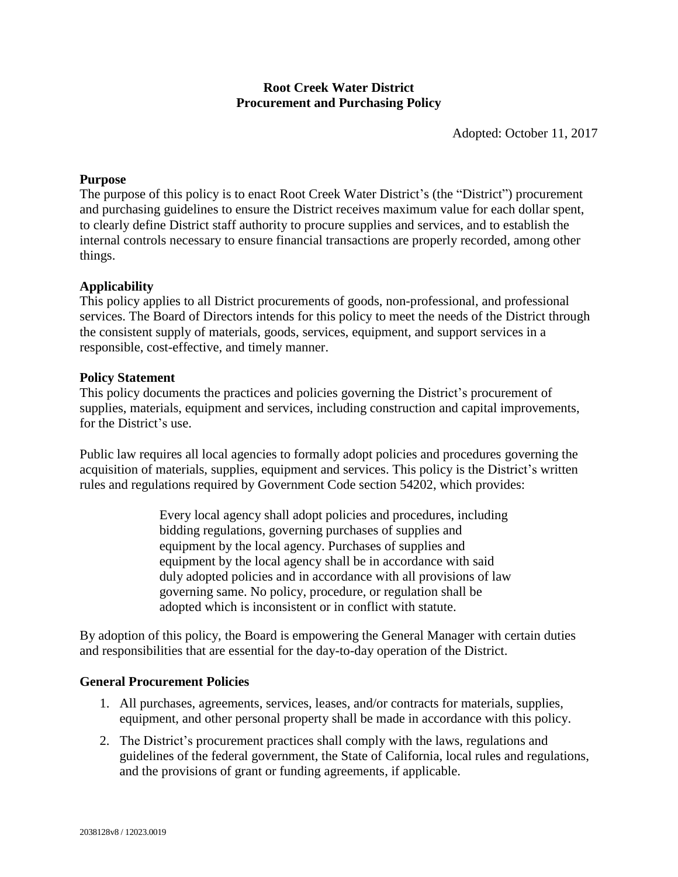**Root Creek Water District**
**Procurement and Purchasing Policy**

Adopted: October 11, 2017

### Purpose

The purpose of this policy is to enact Root Creek Water District's (the "District") procurement and purchasing guidelines to ensure the District receives maximum value for each dollar spent, to clearly define District staff authority to procure supplies and services, and to establish the internal controls necessary to ensure financial transactions are properly recorded, among other things.

### Applicability

This policy applies to all District procurements of goods, non-professional, and professional services. The Board of Directors intends for this policy to meet the needs of the District through the consistent supply of materials, goods, services, equipment, and support services in a responsible, cost-effective, and timely manner.

### Policy Statement

This policy documents the practices and policies governing the District's procurement of supplies, materials, equipment and services, including construction and capital improvements, for the District's use.

Public law requires all local agencies to formally adopt policies and procedures governing the acquisition of materials, supplies, equipment and services. This policy is the District's written rules and regulations required by Government Code section 54202, which provides:

> Every local agency shall adopt policies and procedures, including bidding regulations, governing purchases of supplies and equipment by the local agency. Purchases of supplies and equipment by the local agency shall be in accordance with said duly adopted policies and in accordance with all provisions of law governing same. No policy, procedure, or regulation shall be adopted which is inconsistent or in conflict with statute.

By adoption of this policy, the Board is empowering the General Manager with certain duties and responsibilities that are essential for the day-to-day operation of the District.

### General Procurement Policies

1. All purchases, agreements, services, leases, and/or contracts for materials, supplies, equipment, and other personal property shall be made in accordance with this policy.
2. The District's procurement practices shall comply with the laws, regulations and guidelines of the federal government, the State of California, local rules and regulations, and the provisions of grant or funding agreements, if applicable.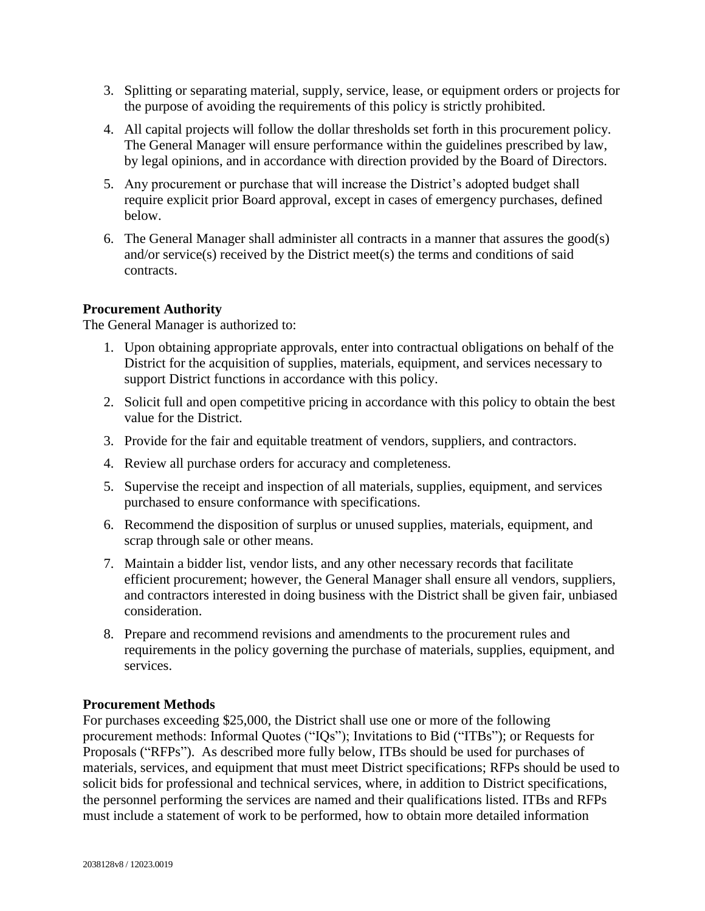3. Splitting or separating material, supply, service, lease, or equipment orders or projects for the purpose of avoiding the requirements of this policy is strictly prohibited.
4. All capital projects will follow the dollar thresholds set forth in this procurement policy. The General Manager will ensure performance within the guidelines prescribed by law, by legal opinions, and in accordance with direction provided by the Board of Directors.
5. Any procurement or purchase that will increase the District's adopted budget shall require explicit prior Board approval, except in cases of emergency purchases, defined below.
6. The General Manager shall administer all contracts in a manner that assures the good(s) and/or service(s) received by the District meet(s) the terms and conditions of said contracts.

**Procurement Authority**

The General Manager is authorized to:

1. Upon obtaining appropriate approvals, enter into contractual obligations on behalf of the District for the acquisition of supplies, materials, equipment, and services necessary to support District functions in accordance with this policy.
2. Solicit full and open competitive pricing in accordance with this policy to obtain the best value for the District.
3. Provide for the fair and equitable treatment of vendors, suppliers, and contractors.
4. Review all purchase orders for accuracy and completeness.
5. Supervise the receipt and inspection of all materials, supplies, equipment, and services purchased to ensure conformance with specifications.
6. Recommend the disposition of surplus or unused supplies, materials, equipment, and scrap through sale or other means.
7. Maintain a bidder list, vendor lists, and any other necessary records that facilitate efficient procurement; however, the General Manager shall ensure all vendors, suppliers, and contractors interested in doing business with the District shall be given fair, unbiased consideration.
8. Prepare and recommend revisions and amendments to the procurement rules and requirements in the policy governing the purchase of materials, supplies, equipment, and services.

**Procurement Methods**

For purchases exceeding $25,000, the District shall use one or more of the following procurement methods: Informal Quotes ("IQs"); Invitations to Bid ("ITBs"); or Requests for Proposals ("RFPs"). As described more fully below, ITBs should be used for purchases of materials, services, and equipment that must meet District specifications; RFPs should be used to solicit bids for professional and technical services, where, in addition to District specifications, the personnel performing the services are named and their qualifications listed. ITBs and RFPs must include a statement of work to be performed, how to obtain more detailed information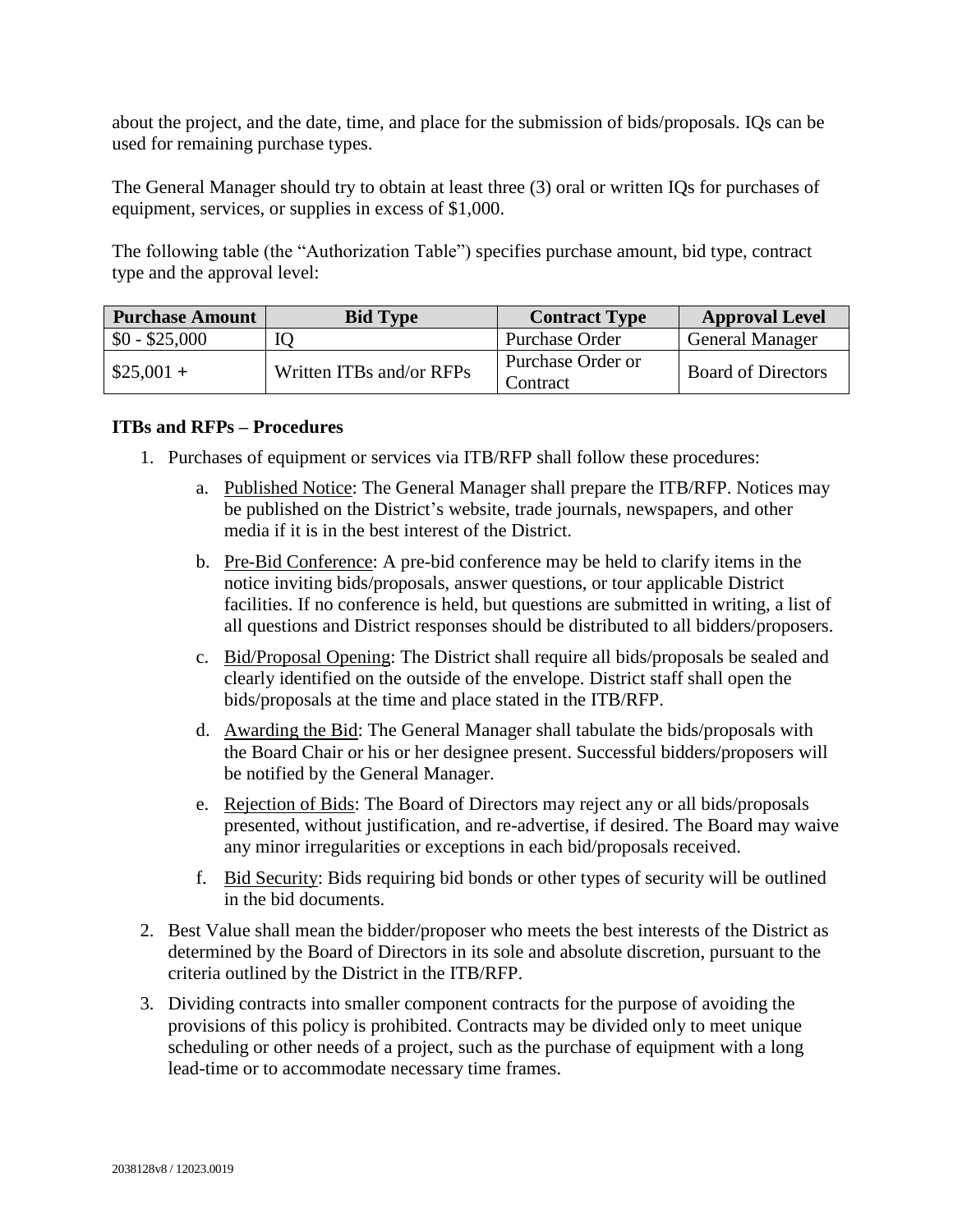about the project, and the date, time, and place for the submission of bids/proposals. IQs can be used for remaining purchase types.

The General Manager should try to obtain at least three (3) oral or written IQs for purchases of equipment, services, or supplies in excess of $1,000.

The following table (the "Authorization Table") specifies purchase amount, bid type, contract type and the approval level:

| Purchase Amount | Bid Type | Contract Type | Approval Level |
|---|---|---|---|
| $0 - $25,000 | IQ | Purchase Order | General Manager |
| $25,001 + | Written ITBs and/or RFPs | Purchase Order or Contract | Board of Directors |

**ITBs and RFPs – Procedures**

1. Purchases of equipment or services via ITB/RFP shall follow these procedures:
   a. Published Notice: The General Manager shall prepare the ITB/RFP. Notices may be published on the District's website, trade journals, newspapers, and other media if it is in the best interest of the District.
   b. Pre-Bid Conference: A pre-bid conference may be held to clarify items in the notice inviting bids/proposals, answer questions, or tour applicable District facilities. If no conference is held, but questions are submitted in writing, a list of all questions and District responses should be distributed to all bidders/proposers.
   c. Bid/Proposal Opening: The District shall require all bids/proposals be sealed and clearly identified on the outside of the envelope. District staff shall open the bids/proposals at the time and place stated in the ITB/RFP.
   d. Awarding the Bid: The General Manager shall tabulate the bids/proposals with the Board Chair or his or her designee present. Successful bidders/proposers will be notified by the General Manager.
   e. Rejection of Bids: The Board of Directors may reject any or all bids/proposals presented, without justification, and re-advertise, if desired. The Board may waive any minor irregularities or exceptions in each bid/proposals received.
   f. Bid Security: Bids requiring bid bonds or other types of security will be outlined in the bid documents.
2. Best Value shall mean the bidder/proposer who meets the best interests of the District as determined by the Board of Directors in its sole and absolute discretion, pursuant to the criteria outlined by the District in the ITB/RFP.
3. Dividing contracts into smaller component contracts for the purpose of avoiding the provisions of this policy is prohibited. Contracts may be divided only to meet unique scheduling or other needs of a project, such as the purchase of equipment with a long lead-time or to accommodate necessary time frames.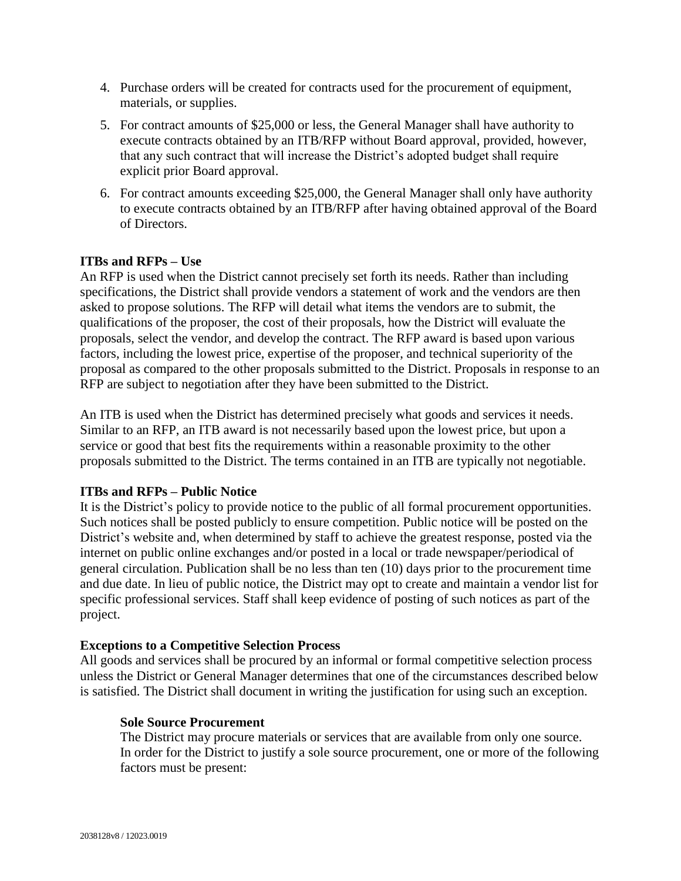4. Purchase orders will be created for contracts used for the procurement of equipment, materials, or supplies.
5. For contract amounts of $25,000 or less, the General Manager shall have authority to execute contracts obtained by an ITB/RFP without Board approval, provided, however, that any such contract that will increase the District's adopted budget shall require explicit prior Board approval.
6. For contract amounts exceeding $25,000, the General Manager shall only have authority to execute contracts obtained by an ITB/RFP after having obtained approval of the Board of Directors.

**ITBs and RFPs – Use**
An RFP is used when the District cannot precisely set forth its needs. Rather than including specifications, the District shall provide vendors a statement of work and the vendors are then asked to propose solutions. The RFP will detail what items the vendors are to submit, the qualifications of the proposer, the cost of their proposals, how the District will evaluate the proposals, select the vendor, and develop the contract. The RFP award is based upon various factors, including the lowest price, expertise of the proposer, and technical superiority of the proposal as compared to the other proposals submitted to the District. Proposals in response to an RFP are subject to negotiation after they have been submitted to the District.

An ITB is used when the District has determined precisely what goods and services it needs. Similar to an RFP, an ITB award is not necessarily based upon the lowest price, but upon a service or good that best fits the requirements within a reasonable proximity to the other proposals submitted to the District. The terms contained in an ITB are typically not negotiable.

**ITBs and RFPs – Public Notice**
It is the District's policy to provide notice to the public of all formal procurement opportunities. Such notices shall be posted publicly to ensure competition. Public notice will be posted on the District's website and, when determined by staff to achieve the greatest response, posted via the internet on public online exchanges and/or posted in a local or trade newspaper/periodical of general circulation. Publication shall be no less than ten (10) days prior to the procurement time and due date. In lieu of public notice, the District may opt to create and maintain a vendor list for specific professional services. Staff shall keep evidence of posting of such notices as part of the project.

**Exceptions to a Competitive Selection Process**
All goods and services shall be procured by an informal or formal competitive selection process unless the District or General Manager determines that one of the circumstances described below is satisfied. The District shall document in writing the justification for using such an exception.

**Sole Source Procurement**
The District may procure materials or services that are available from only one source. In order for the District to justify a sole source procurement, one or more of the following factors must be present: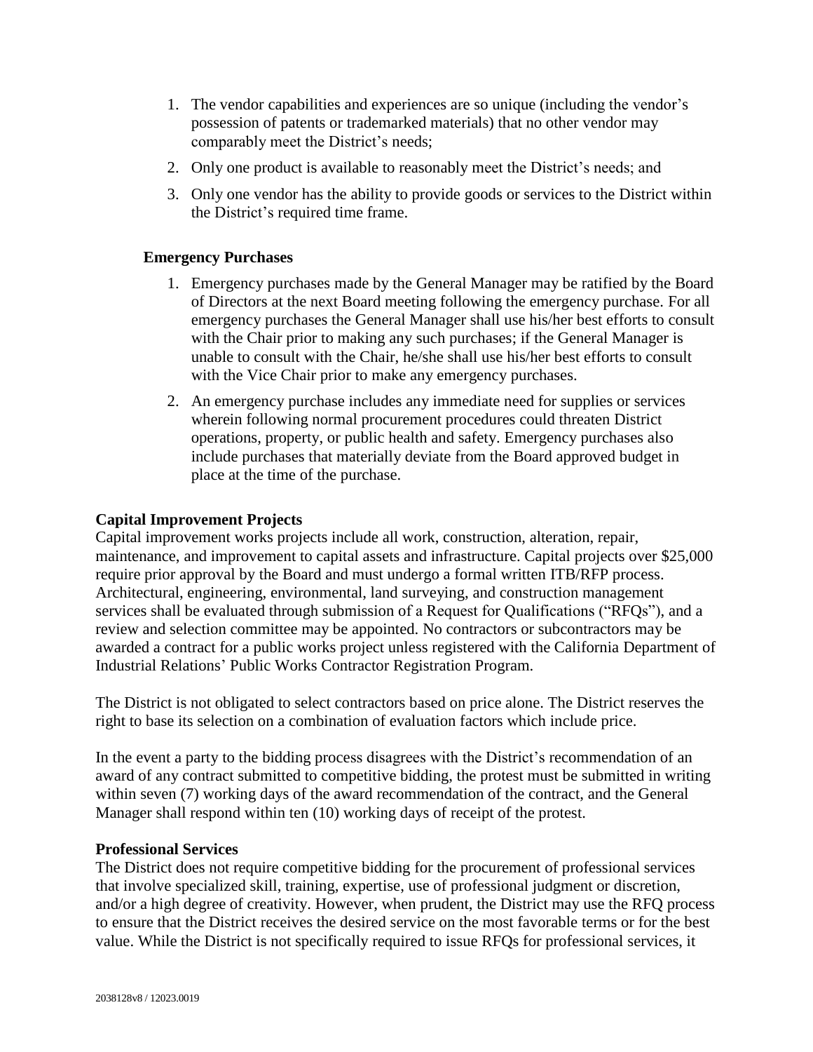1. The vendor capabilities and experiences are so unique (including the vendor's possession of patents or trademarked materials) that no other vendor may comparably meet the District's needs;
2. Only one product is available to reasonably meet the District's needs; and
3. Only one vendor has the ability to provide goods or services to the District within the District's required time frame.

**Emergency Purchases**

1. Emergency purchases made by the General Manager may be ratified by the Board of Directors at the next Board meeting following the emergency purchase. For all emergency purchases the General Manager shall use his/her best efforts to consult with the Chair prior to making any such purchases; if the General Manager is unable to consult with the Chair, he/she shall use his/her best efforts to consult with the Vice Chair prior to make any emergency purchases.
2. An emergency purchase includes any immediate need for supplies or services wherein following normal procurement procedures could threaten District operations, property, or public health and safety. Emergency purchases also include purchases that materially deviate from the Board approved budget in place at the time of the purchase.

**Capital Improvement Projects**

Capital improvement works projects include all work, construction, alteration, repair, maintenance, and improvement to capital assets and infrastructure. Capital projects over $25,000 require prior approval by the Board and must undergo a formal written ITB/RFP process. Architectural, engineering, environmental, land surveying, and construction management services shall be evaluated through submission of a Request for Qualifications ("RFQs"), and a review and selection committee may be appointed. No contractors or subcontractors may be awarded a contract for a public works project unless registered with the California Department of Industrial Relations' Public Works Contractor Registration Program.

The District is not obligated to select contractors based on price alone. The District reserves the right to base its selection on a combination of evaluation factors which include price.

In the event a party to the bidding process disagrees with the District's recommendation of an award of any contract submitted to competitive bidding, the protest must be submitted in writing within seven (7) working days of the award recommendation of the contract, and the General Manager shall respond within ten (10) working days of receipt of the protest.

**Professional Services**

The District does not require competitive bidding for the procurement of professional services that involve specialized skill, training, expertise, use of professional judgment or discretion, and/or a high degree of creativity. However, when prudent, the District may use the RFQ process to ensure that the District receives the desired service on the most favorable terms or for the best value. While the District is not specifically required to issue RFQs for professional services, it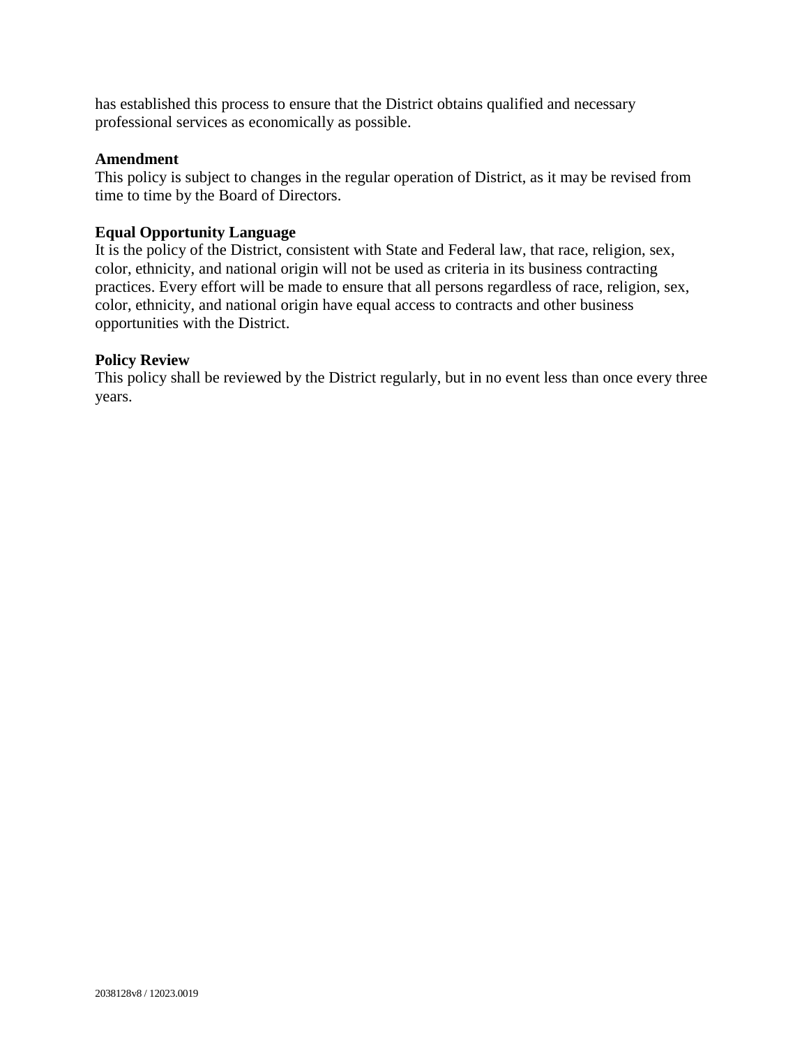has established this process to ensure that the District obtains qualified and necessary professional services as economically as possible.

**Amendment**
This policy is subject to changes in the regular operation of District, as it may be revised from time to time by the Board of Directors.

**Equal Opportunity Language**
It is the policy of the District, consistent with State and Federal law, that race, religion, sex, color, ethnicity, and national origin will not be used as criteria in its business contracting practices. Every effort will be made to ensure that all persons regardless of race, religion, sex, color, ethnicity, and national origin have equal access to contracts and other business opportunities with the District.

**Policy Review**
This policy shall be reviewed by the District regularly, but in no event less than once every three years.

2038128v8 / 12023.0019